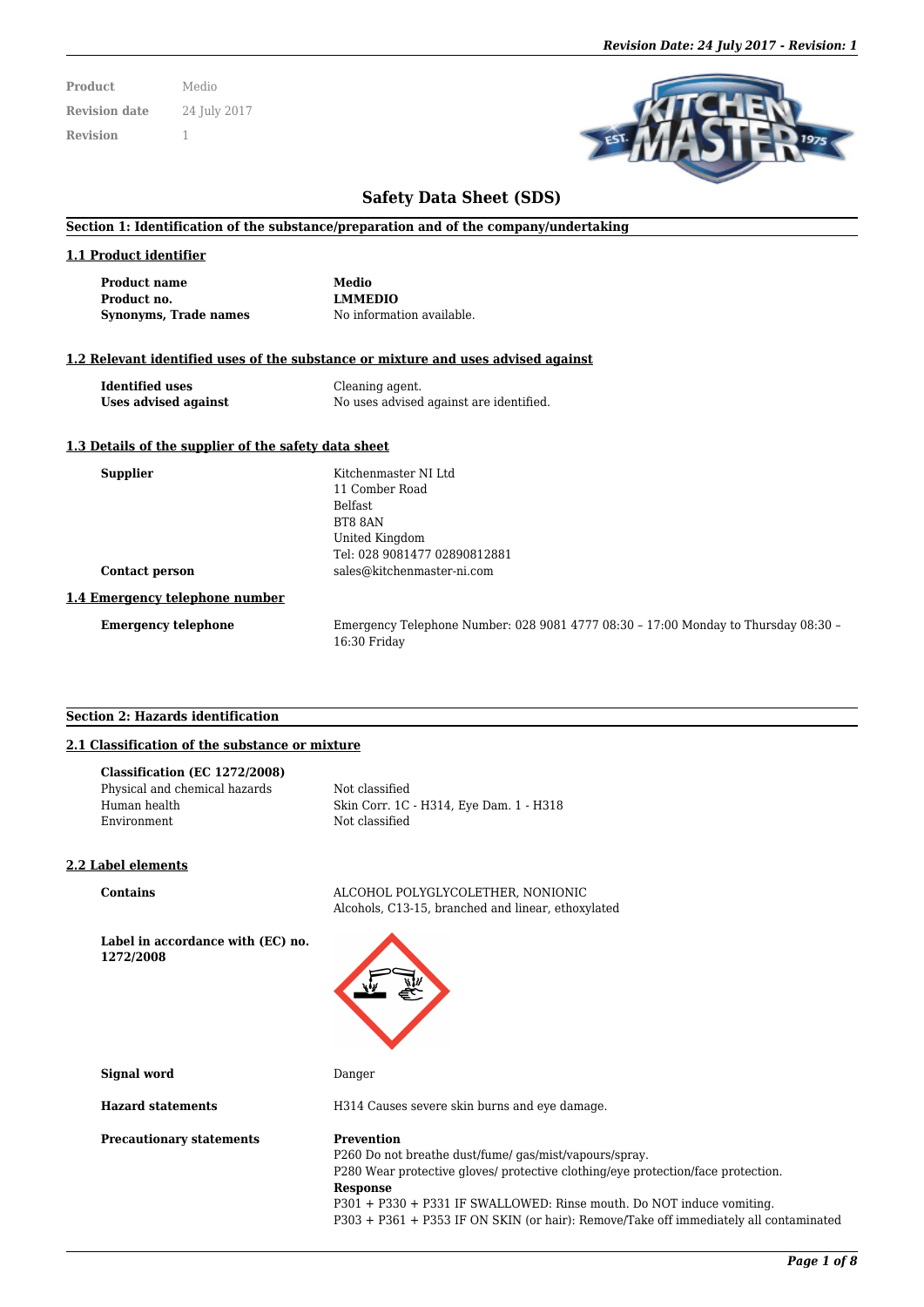| Product | Medio |
|---|---|
| Revision date | 24 July 2017 |
| Revision | 1 |

# Safety Data Sheet (SDS)

## Section 1: Identification of the substance/preparation and of the company/undertaking

### 1.1 Product identifier

**Product name** **Medio**
**Product no.** **LMMEDIO**
**Synonyms, Trade names** No information available.

### 1.2 Relevant identified uses of the substance or mixture and uses advised against

**Identified uses** Cleaning agent.
**Uses advised against** No uses advised against are identified.

### 1.3 Details of the supplier of the safety data sheet

**Supplier**
Kitchenmaster NI Ltd
11 Comber Road
Belfast
BT8 8AN
United Kingdom
Tel: 028 9081477 02890812881

**Contact person** sales@kitchenmaster-ni.com

### 1.4 Emergency telephone number

**Emergency telephone** Emergency Telephone Number: 028 9081 4777 08:30 – 17:00 Monday to Thursday 08:30 – 16:30 Friday

## Section 2: Hazards identification

### 2.1 Classification of the substance or mixture

**Classification (EC 1272/2008)**
Physical and chemical hazards: Not classified
Human health: Skin Corr. 1C - H314, Eye Dam. 1 - H318
Environment: Not classified

### 2.2 Label elements

**Contains**
ALCOHOL POLYGLYCOLETHER, NONIONIC
Alcohols, C13-15, branched and linear, ethoxylated

**Label in accordance with (EC) no. 1272/2008**

**Signal word** Danger

**Hazard statements** H314 Causes severe skin burns and eye damage.

**Precautionary statements**

**Prevention**
P260 Do not breathe dust/fume/ gas/mist/vapours/spray.
P280 Wear protective gloves/ protective clothing/eye protection/face protection.

**Response**
P301 + P330 + P331 IF SWALLOWED: Rinse mouth. Do NOT induce vomiting.
P303 + P361 + P353 IF ON SKIN (or hair): Remove/Take off immediately all contaminated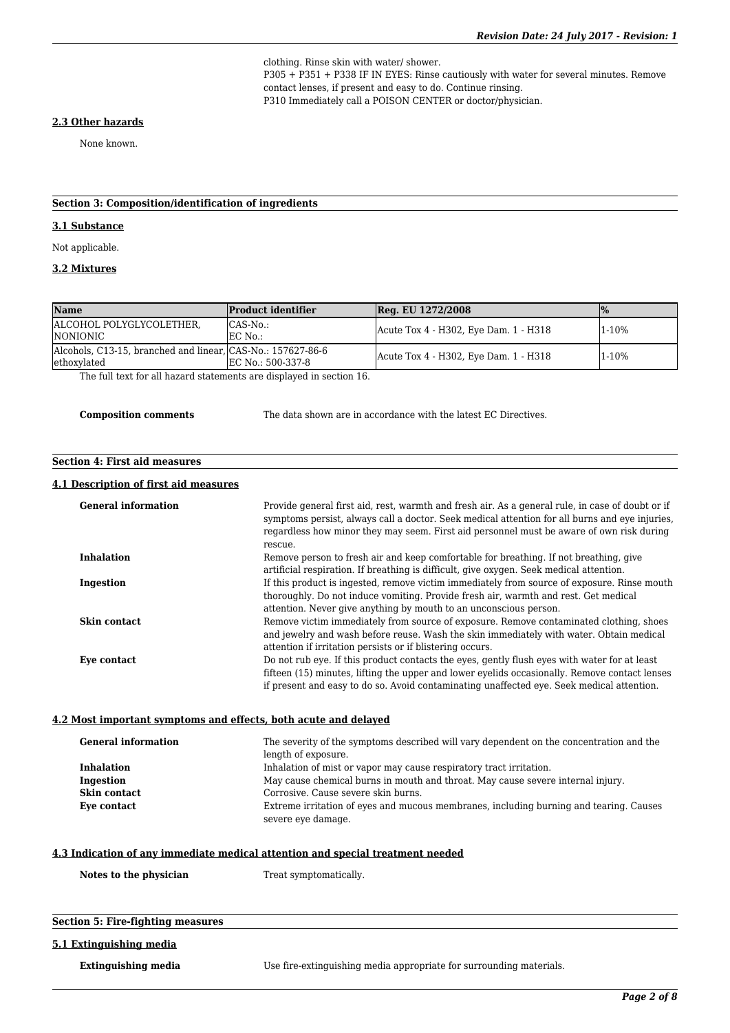clothing. Rinse skin with water/ shower.
P305 + P351 + P338 IF IN EYES: Rinse cautiously with water for several minutes. Remove contact lenses, if present and easy to do. Continue rinsing.
P310 Immediately call a POISON CENTER or doctor/physician.

### 2.3 Other hazards

None known.

## Section 3: Composition/identification of ingredients

### 3.1 Substance

Not applicable.

### 3.2 Mixtures

| Name | Product identifier | Reg. EU 1272/2008 | % |
|---|---|---|---|
| ALCOHOL POLYGLYCOLETHER, NONIONIC | CAS-No.: EC No.: | Acute Tox 4 - H302, Eye Dam. 1 - H318 | 1-10% |
| Alcohols, C13-15, branched and linear, ethoxylated | CAS-No.: 157627-86-6 EC No.: 500-337-8 | Acute Tox 4 - H302, Eye Dam. 1 - H318 | 1-10% |

The full text for all hazard statements are displayed in section 16.

**Composition comments** The data shown are in accordance with the latest EC Directives.

## Section 4: First aid measures

### 4.1 Description of first aid measures

**General information** Provide general first aid, rest, warmth and fresh air. As a general rule, in case of doubt or if symptoms persist, always call a doctor. Seek medical attention for all burns and eye injuries, regardless how minor they may seem. First aid personnel must be aware of own risk during rescue.

**Inhalation** Remove person to fresh air and keep comfortable for breathing. If not breathing, give artificial respiration. If breathing is difficult, give oxygen. Seek medical attention.

**Ingestion** If this product is ingested, remove victim immediately from source of exposure. Rinse mouth thoroughly. Do not induce vomiting. Provide fresh air, warmth and rest. Get medical attention. Never give anything by mouth to an unconscious person.

**Skin contact** Remove victim immediately from source of exposure. Remove contaminated clothing, shoes and jewelry and wash before reuse. Wash the skin immediately with water. Obtain medical attention if irritation persists or if blistering occurs.

**Eye contact** Do not rub eye. If this product contacts the eyes, gently flush eyes with water for at least fifteen (15) minutes, lifting the upper and lower eyelids occasionally. Remove contact lenses if present and easy to do so. Avoid contaminating unaffected eye. Seek medical attention.

### 4.2 Most important symptoms and effects, both acute and delayed

**General information** The severity of the symptoms described will vary dependent on the concentration and the length of exposure.

**Inhalation** Inhalation of mist or vapor may cause respiratory tract irritation.

**Ingestion** May cause chemical burns in mouth and throat. May cause severe internal injury.

**Skin contact** Corrosive. Cause severe skin burns.

**Eye contact** Extreme irritation of eyes and mucous membranes, including burning and tearing. Causes severe eye damage.

### 4.3 Indication of any immediate medical attention and special treatment needed

**Notes to the physician** Treat symptomatically.

## Section 5: Fire-fighting measures

### 5.1 Extinguishing media

**Extinguishing media** Use fire-extinguishing media appropriate for surrounding materials.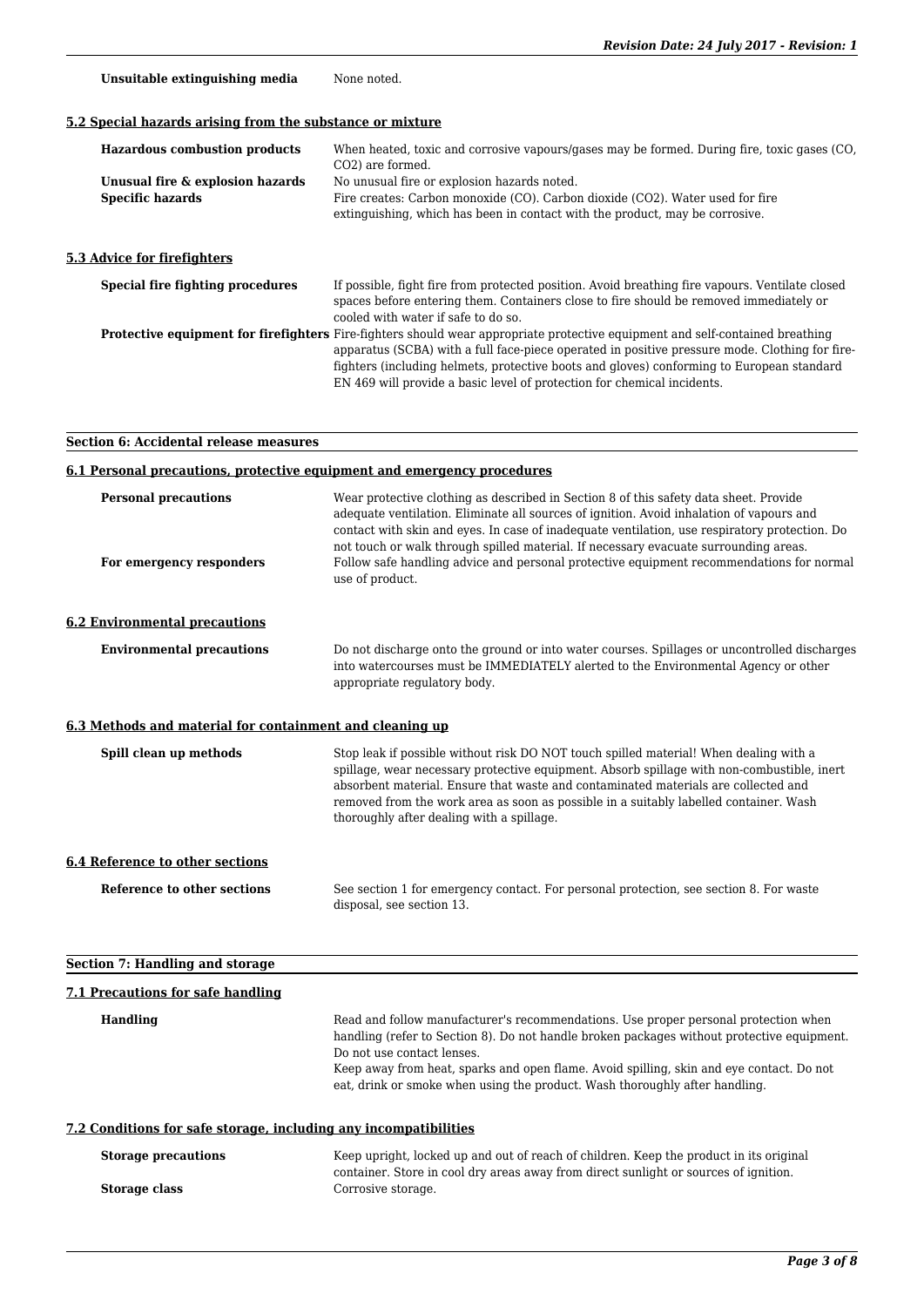**Unsuitable extinguishing media** None noted.

### 5.2 Special hazards arising from the substance or mixture

**Hazardous combustion products** When heated, toxic and corrosive vapours/gases may be formed. During fire, toxic gases (CO, $CO_2$) are formed.

**Unusual fire & explosion hazards** No unusual fire or explosion hazards noted.

**Specific hazards** Fire creates: Carbon monoxide (CO). Carbon dioxide ($CO_2$). Water used for fire extinguishing, which has been in contact with the product, may be corrosive.

### 5.3 Advice for firefighters

**Special fire fighting procedures** If possible, fight fire from protected position. Avoid breathing fire vapours. Ventilate closed spaces before entering them. Containers close to fire should be removed immediately or cooled with water if safe to do so.

**Protective equipment for firefighters** Fire-fighters should wear appropriate protective equipment and self-contained breathing apparatus (SCBA) with a full face-piece operated in positive pressure mode. Clothing for fire-fighters (including helmets, protective boots and gloves) conforming to European standard EN 469 will provide a basic level of protection for chemical incidents.

## Section 6: Accidental release measures

### 6.1 Personal precautions, protective equipment and emergency procedures

**Personal precautions** Wear protective clothing as described in Section 8 of this safety data sheet. Provide adequate ventilation. Eliminate all sources of ignition. Avoid inhalation of vapours and contact with skin and eyes. In case of inadequate ventilation, use respiratory protection. Do not touch or walk through spilled material. If necessary evacuate surrounding areas.

**For emergency responders** Follow safe handling advice and personal protective equipment recommendations for normal use of product.

### 6.2 Environmental precautions

**Environmental precautions** Do not discharge onto the ground or into water courses. Spillages or uncontrolled discharges into watercourses must be IMMEDIATELY alerted to the Environmental Agency or other appropriate regulatory body.

### 6.3 Methods and material for containment and cleaning up

**Spill clean up methods** Stop leak if possible without risk DO NOT touch spilled material! When dealing with a spillage, wear necessary protective equipment. Absorb spillage with non-combustible, inert absorbent material. Ensure that waste and contaminated materials are collected and removed from the work area as soon as possible in a suitably labelled container. Wash thoroughly after dealing with a spillage.

### 6.4 Reference to other sections

**Reference to other sections** See section 1 for emergency contact. For personal protection, see section 8. For waste disposal, see section 13.

## Section 7: Handling and storage

### 7.1 Precautions for safe handling

**Handling** Read and follow manufacturer's recommendations. Use proper personal protection when handling (refer to Section 8). Do not handle broken packages without protective equipment. Do not use contact lenses.
Keep away from heat, sparks and open flame. Avoid spilling, skin and eye contact. Do not eat, drink or smoke when using the product. Wash thoroughly after handling.

### 7.2 Conditions for safe storage, including any incompatibilities

**Storage precautions** Keep upright, locked up and out of reach of children. Keep the product in its original container. Store in cool dry areas away from direct sunlight or sources of ignition.

**Storage class** Corrosive storage.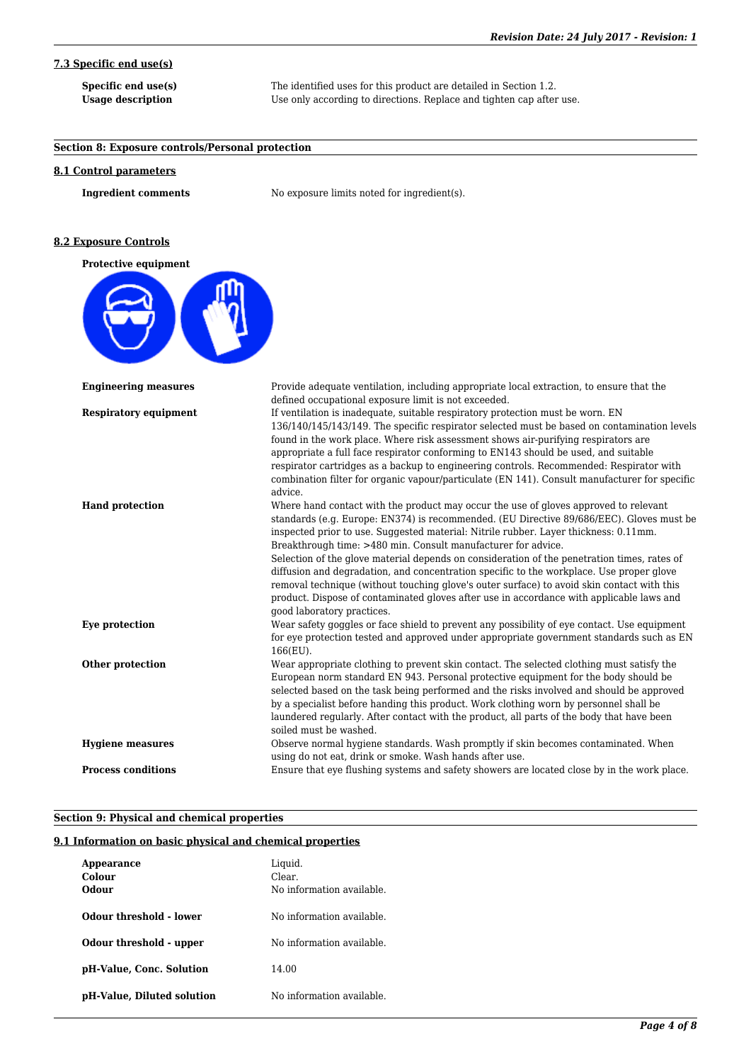### 7.3 Specific end use(s)

| | |
|---|---|
| **Specific end use(s)** | The identified uses for this product are detailed in Section 1.2. |
| **Usage description** | Use only according to directions. Replace and tighten cap after use. |

## Section 8: Exposure controls/Personal protection

### 8.1 Control parameters

| | |
|---|---|
| **Ingredient comments** | No exposure limits noted for ingredient(s). |

### 8.2 Exposure Controls

**Protective equipment**

| | |
|---|---|
| **Engineering measures** | Provide adequate ventilation, including appropriate local extraction, to ensure that the defined occupational exposure limit is not exceeded. |
| **Respiratory equipment** | If ventilation is inadequate, suitable respiratory protection must be worn. EN 136/140/145/143/149. The specific respirator selected must be based on contamination levels found in the work place. Where risk assessment shows air-purifying respirators are appropriate a full face respirator conforming to EN143 should be used, and suitable respirator cartridges as a backup to engineering controls. Recommended: Respirator with combination filter for organic vapour/particulate (EN 141). Consult manufacturer for specific advice. |
| **Hand protection** | Where hand contact with the product may occur the use of gloves approved to relevant standards (e.g. Europe: EN374) is recommended. (EU Directive 89/686/EEC). Gloves must be inspected prior to use. Suggested material: Nitrile rubber. Layer thickness: 0.11mm. Breakthrough time: >480 min. Consult manufacturer for advice. Selection of the glove material depends on consideration of the penetration times, rates of diffusion and degradation, and concentration specific to the workplace. Use proper glove removal technique (without touching glove's outer surface) to avoid skin contact with this product. Dispose of contaminated gloves after use in accordance with applicable laws and good laboratory practices. |
| **Eye protection** | Wear safety goggles or face shield to prevent any possibility of eye contact. Use equipment for eye protection tested and approved under appropriate government standards such as EN 166(EU). |
| **Other protection** | Wear appropriate clothing to prevent skin contact. The selected clothing must satisfy the European norm standard EN 943. Personal protective equipment for the body should be selected based on the task being performed and the risks involved and should be approved by a specialist before handing this product. Work clothing worn by personnel shall be laundered regularly. After contact with the product, all parts of the body that have been soiled must be washed. |
| **Hygiene measures** | Observe normal hygiene standards. Wash promptly if skin becomes contaminated. When using do not eat, drink or smoke. Wash hands after use. |
| **Process conditions** | Ensure that eye flushing systems and safety showers are located close by in the work place. |

## Section 9: Physical and chemical properties

### 9.1 Information on basic physical and chemical properties

| | |
|---|---|
| **Appearance** | Liquid. |
| **Colour** | Clear. |
| **Odour** | No information available. |
| **Odour threshold - lower** | No information available. |
| **Odour threshold - upper** | No information available. |
| **pH-Value, Conc. Solution** | 14.00 |
| **pH-Value, Diluted solution** | No information available. |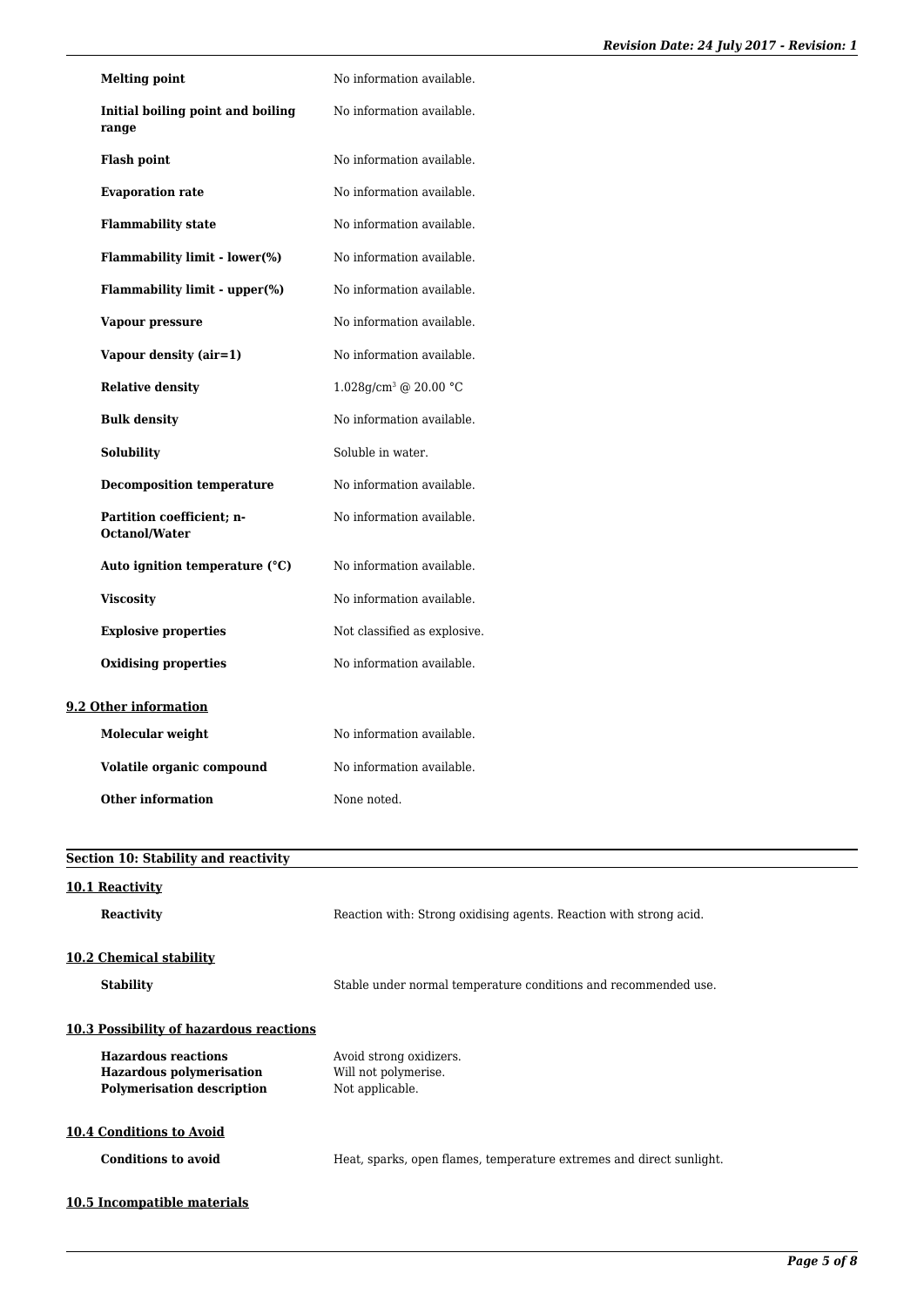| | |
|---|---|
| **Melting point** | No information available. |
| **Initial boiling point and boiling range** | No information available. |
| **Flash point** | No information available. |
| **Evaporation rate** | No information available. |
| **Flammability state** | No information available. |
| **Flammability limit - lower(%)** | No information available. |
| **Flammability limit - upper(%)** | No information available. |
| **Vapour pressure** | No information available. |
| **Vapour density (air=1)** | No information available. |
| **Relative density** | 1.028g/cm³ @ 20.00 °C |
| **Bulk density** | No information available. |
| **Solubility** | Soluble in water. |
| **Decomposition temperature** | No information available. |
| **Partition coefficient; n-Octanol/Water** | No information available. |
| **Auto ignition temperature (°C)** | No information available. |
| **Viscosity** | No information available. |
| **Explosive properties** | Not classified as explosive. |
| **Oxidising properties** | No information available. |

### 9.2 Other information

| | |
|---|---|
| **Molecular weight** | No information available. |
| **Volatile organic compound** | No information available. |
| **Other information** | None noted. |

## Section 10: Stability and reactivity

### 10.1 Reactivity

**Reactivity** Reaction with: Strong oxidising agents. Reaction with strong acid.

### 10.2 Chemical stability

**Stability** Stable under normal temperature conditions and recommended use.

### 10.3 Possibility of hazardous reactions

| | |
|---|---|
| **Hazardous reactions** | Avoid strong oxidizers. |
| **Hazardous polymerisation** | Will not polymerise. |
| **Polymerisation description** | Not applicable. |

### 10.4 Conditions to Avoid

**Conditions to avoid** Heat, sparks, open flames, temperature extremes and direct sunlight.

### 10.5 Incompatible materials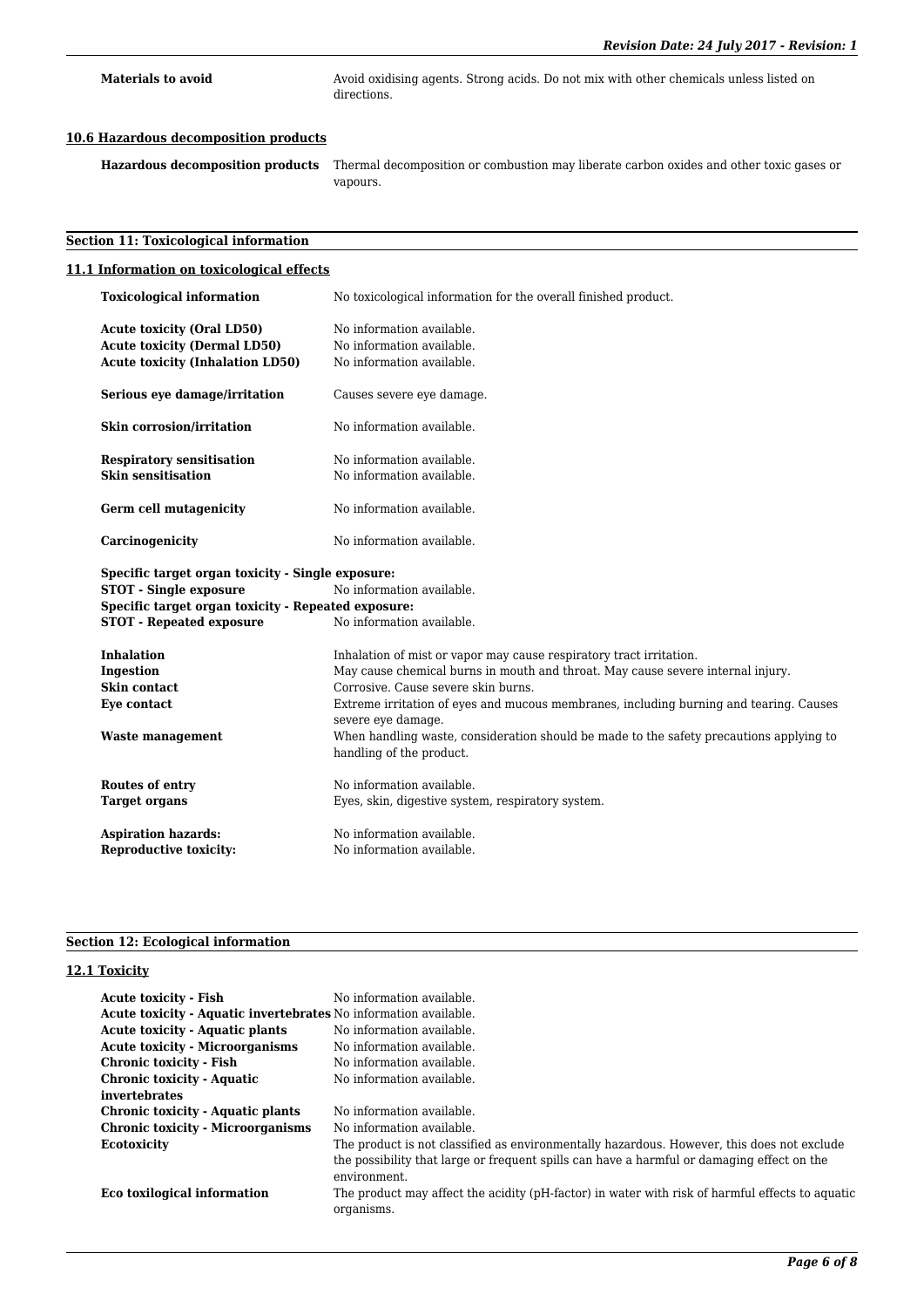| | |
|---|---|
| **Materials to avoid** | Avoid oxidising agents. Strong acids. Do not mix with other chemicals unless listed on directions. |

### 10.6 Hazardous decomposition products

| | |
|---|---|
| **Hazardous decomposition products** | Thermal decomposition or combustion may liberate carbon oxides and other toxic gases or vapours. |

## Section 11: Toxicological information

### 11.1 Information on toxicological effects

| | |
|---|---|
| **Toxicological information** | No toxicological information for the overall finished product. |
| **Acute toxicity (Oral LD50)** | No information available. |
| **Acute toxicity (Dermal LD50)** | No information available. |
| **Acute toxicity (Inhalation LD50)** | No information available. |
| **Serious eye damage/irritation** | Causes severe eye damage. |
| **Skin corrosion/irritation** | No information available. |
| **Respiratory sensitisation** | No information available. |
| **Skin sensitisation** | No information available. |
| **Germ cell mutagenicity** | No information available. |
| **Carcinogenicity** | No information available. |
| **Specific target organ toxicity - Single exposure:** | |
| **STOT - Single exposure** | No information available. |
| **Specific target organ toxicity - Repeated exposure:** | |
| **STOT - Repeated exposure** | No information available. |
| **Inhalation** | Inhalation of mist or vapor may cause respiratory tract irritation. |
| **Ingestion** | May cause chemical burns in mouth and throat. May cause severe internal injury. |
| **Skin contact** | Corrosive. Cause severe skin burns. |
| **Eye contact** | Extreme irritation of eyes and mucous membranes, including burning and tearing. Causes severe eye damage. |
| **Waste management** | When handling waste, consideration should be made to the safety precautions applying to handling of the product. |
| **Routes of entry** | No information available. |
| **Target organs** | Eyes, skin, digestive system, respiratory system. |
| **Aspiration hazards:** | No information available. |
| **Reproductive toxicity:** | No information available. |

## Section 12: Ecological information

### 12.1 Toxicity

| | |
|---|---|
| **Acute toxicity - Fish** | No information available. |
| **Acute toxicity - Aquatic invertebrates** | No information available. |
| **Acute toxicity - Aquatic plants** | No information available. |
| **Acute toxicity - Microorganisms** | No information available. |
| **Chronic toxicity - Fish** | No information available. |
| **Chronic toxicity - Aquatic invertebrates** | No information available. |
| **Chronic toxicity - Aquatic plants** | No information available. |
| **Chronic toxicity - Microorganisms** | No information available. |
| **Ecotoxicity** | The product is not classified as environmentally hazardous. However, this does not exclude the possibility that large or frequent spills can have a harmful or damaging effect on the environment. |
| **Eco toxilogical information** | The product may affect the acidity (pH-factor) in water with risk of harmful effects to aquatic organisms. |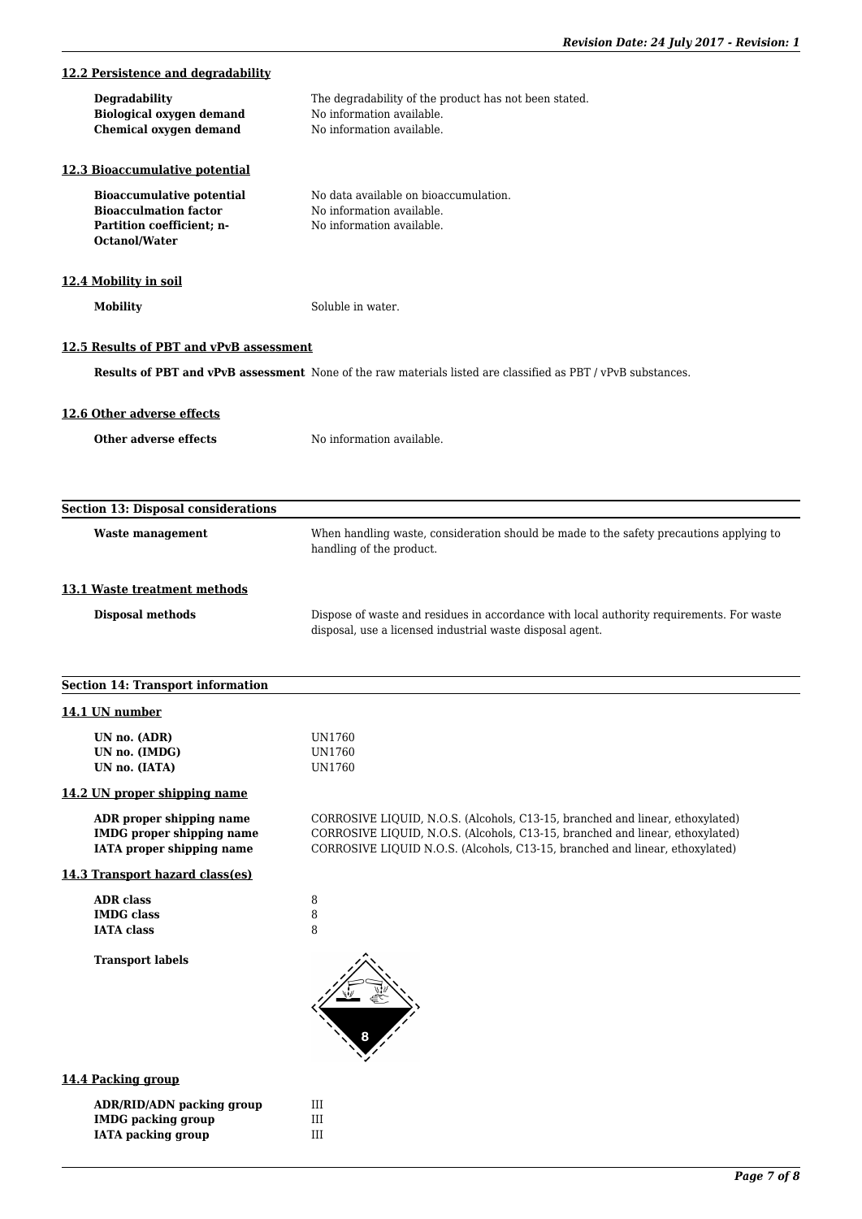### 12.2 Persistence and degradability

**Degradability** The degradability of the product has not been stated.
**Biological oxygen demand** No information available.
**Chemical oxygen demand** No information available.

### 12.3 Bioaccumulative potential

**Bioaccumulative potential** No data available on bioaccumulation.
**Bioacculmation factor** No information available.
**Partition coefficient; n-Octanol/Water** No information available.

### 12.4 Mobility in soil

**Mobility** Soluble in water.

### 12.5 Results of PBT and vPvB assessment

**Results of PBT and vPvB assessment** None of the raw materials listed are classified as PBT / vPvB substances.

### 12.6 Other adverse effects

**Other adverse effects** No information available.

## Section 13: Disposal considerations

**Waste management** When handling waste, consideration should be made to the safety precautions applying to handling of the product.

### 13.1 Waste treatment methods

**Disposal methods** Dispose of waste and residues in accordance with local authority requirements. For waste disposal, use a licensed industrial waste disposal agent.

## Section 14: Transport information

### 14.1 UN number

**UN no. (ADR)** UN1760
**UN no. (IMDG)** UN1760
**UN no. (IATA)** UN1760

### 14.2 UN proper shipping name

**ADR proper shipping name** CORROSIVE LIQUID, N.O.S. (Alcohols, C13-15, branched and linear, ethoxylated)
**IMDG proper shipping name** CORROSIVE LIQUID, N.O.S. (Alcohols, C13-15, branched and linear, ethoxylated)
**IATA proper shipping name** CORROSIVE LIQUID N.O.S. (Alcohols, C13-15, branched and linear, ethoxylated)

### 14.3 Transport hazard class(es)

**ADR class** 8
**IMDG class** 8
**IATA class** 8

**Transport labels**

### 14.4 Packing group

**ADR/RID/ADN packing group** III
**IMDG packing group** III
**IATA packing group** III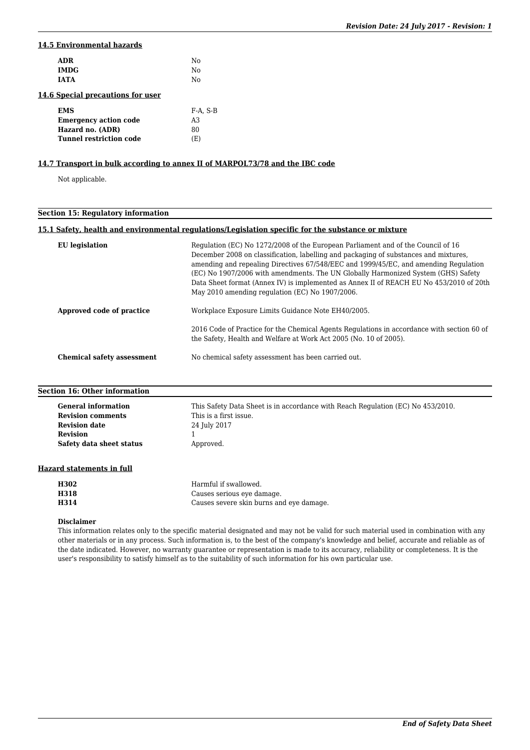### 14.5 Environmental hazards

| | |
|---|---|
| **ADR** | No |
| **IMDG** | No |
| **IATA** | No |

### 14.6 Special precautions for user

| | |
|---|---|
| **EMS** | F-A, S-B |
| **Emergency action code** | A3 |
| **Hazard no. (ADR)** | 80 |
| **Tunnel restriction code** | (E) |

### 14.7 Transport in bulk according to annex II of MARPOL73/78 and the IBC code

Not applicable.

## Section 15: Regulatory information

### 15.1 Safety, health and environmental regulations/Legislation specific for the substance or mixture

| | |
|---|---|
| **EU legislation** | Regulation (EC) No 1272/2008 of the European Parliament and of the Council of 16 December 2008 on classification, labelling and packaging of substances and mixtures, amending and repealing Directives 67/548/EEC and 1999/45/EC, and amending Regulation (EC) No 1907/2006 with amendments. The UN Globally Harmonized System (GHS) Safety Data Sheet format (Annex IV) is implemented as Annex II of REACH EU No 453/2010 of 20th May 2010 amending regulation (EC) No 1907/2006. |
| **Approved code of practice** | Workplace Exposure Limits Guidance Note EH40/2005. |
| | 2016 Code of Practice for the Chemical Agents Regulations in accordance with section 60 of the Safety, Health and Welfare at Work Act 2005 (No. 10 of 2005). |
| **Chemical safety assessment** | No chemical safety assessment has been carried out. |

## Section 16: Other information

| | |
|---|---|
| **General information** | This Safety Data Sheet is in accordance with Reach Regulation (EC) No 453/2010. |
| **Revision comments** | This is a first issue. |
| **Revision date** | 24 July 2017 |
| **Revision** | 1 |
| **Safety data sheet status** | Approved. |

### Hazard statements in full

| | |
|---|---|
| **H302** | Harmful if swallowed. |
| **H318** | Causes serious eye damage. |
| **H314** | Causes severe skin burns and eye damage. |

**Disclaimer**

This information relates only to the specific material designated and may not be valid for such material used in combination with any other materials or in any process. Such information is, to the best of the company's knowledge and belief, accurate and reliable as of the date indicated. However, no warranty guarantee or representation is made to its accuracy, reliability or completeness. It is the user's responsibility to satisfy himself as to the suitability of such information for his own particular use.

*End of Safety Data Sheet*